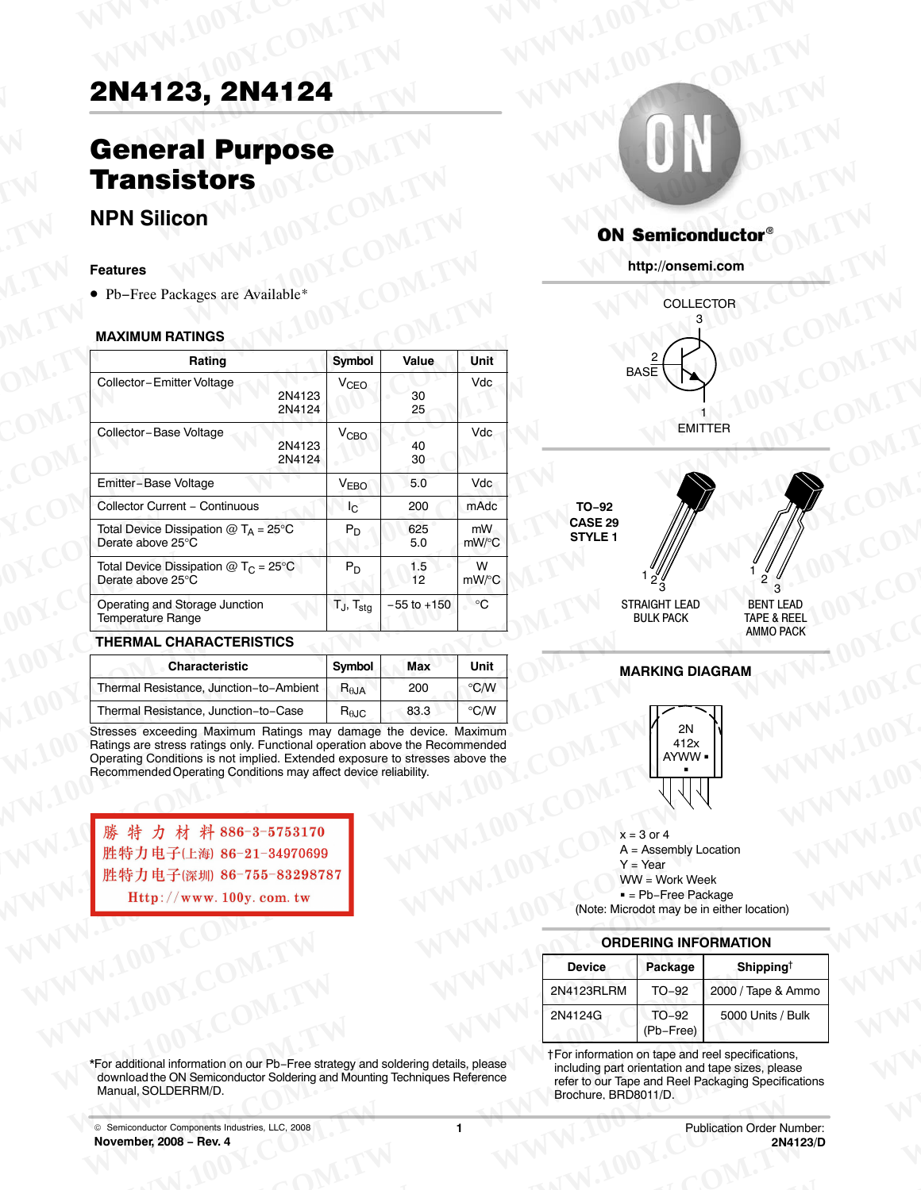# 2N4123, 2N4124

## General Purpose Transistors

### NPN Silicon

#### Features

- Pb−Free Packages are Available*

#### MAXIMUM RATINGS

| Rating | Symbol | Value | Unit |
|---|---|---|---|
| Collector−Emitter Voltage 2N4123 / 2N4124 | $V_{CEO}$ | 30 / 25 | Vdc |
| Collector−Base Voltage 2N4123 / 2N4124 | $V_{CBO}$ | 40 / 30 | Vdc |
| Emitter−Base Voltage | $V_{EBO}$ | 5.0 | Vdc |
| Collector Current − Continuous | $I_C$ | 200 | mAdc |
| Total Device Dissipation @ $T_A$ = 25°C / Derate above 25°C | $P_D$ | 625 / 5.0 | mW / mW/°C |
| Total Device Dissipation @ $T_C$ = 25°C / Derate above 25°C | $P_D$ | 1.5 / 12 | W / mW/°C |
| Operating and Storage Junction Temperature Range | $T_J$, $T_{stg}$ | −55 to +150 | °C |

#### THERMAL CHARACTERISTICS

| Characteristic | Symbol | Max | Unit |
|---|---|---|---|
| Thermal Resistance, Junction−to−Ambient | $R_{\theta JA}$ | 200 | °C/W |
| Thermal Resistance, Junction−to−Case | $R_{\theta JC}$ | 83.3 | °C/W |

Stresses exceeding Maximum Ratings may damage the device. Maximum Ratings are stress ratings only. Functional operation above the Recommended Operating Conditions is not implied. Extended exposure to stresses above the Recommended Operating Conditions may affect device reliability.

勝 特 力 材 料 886-3-5753170
胜特力电子(上海) 86-21-34970699
胜特力电子(深圳) 86-755-83298787
Http://www. 100y. com. tw

*For additional information on our Pb−Free strategy and soldering details, please download the ON Semiconductor Soldering and Mounting Techniques Reference Manual, SOLDERRM/D.

**ON Semiconductor®**

http://onsemi.com

COLLECTOR 3

2 BASE

1 EMITTER

TO−92
CASE 29
STYLE 1

STRAIGHT LEAD BULK PACK

BENT LEAD TAPE & REEL AMMO PACK

#### MARKING DIAGRAM

2N
412x
AYWW ▪
▪

x = 3 or 4
A = Assembly Location
Y = Year
WW = Work Week
▪ = Pb−Free Package
(Note: Microdot may be in either location)

#### ORDERING INFORMATION

| Device | Package | Shipping† |
|---|---|---|
| 2N4123RLRM | TO−92 | 2000 / Tape & Ammo |
| 2N4124G | TO−92 (Pb−Free) | 5000 Units / Bulk |

†For information on tape and reel specifications, including part orientation and tape sizes, please refer to our Tape and Reel Packaging Specifications Brochure, BRD8011/D.

© Semiconductor Components Industries, LLC, 2008
November, 2008 − Rev. 4

Publication Order Number:
2N4123/D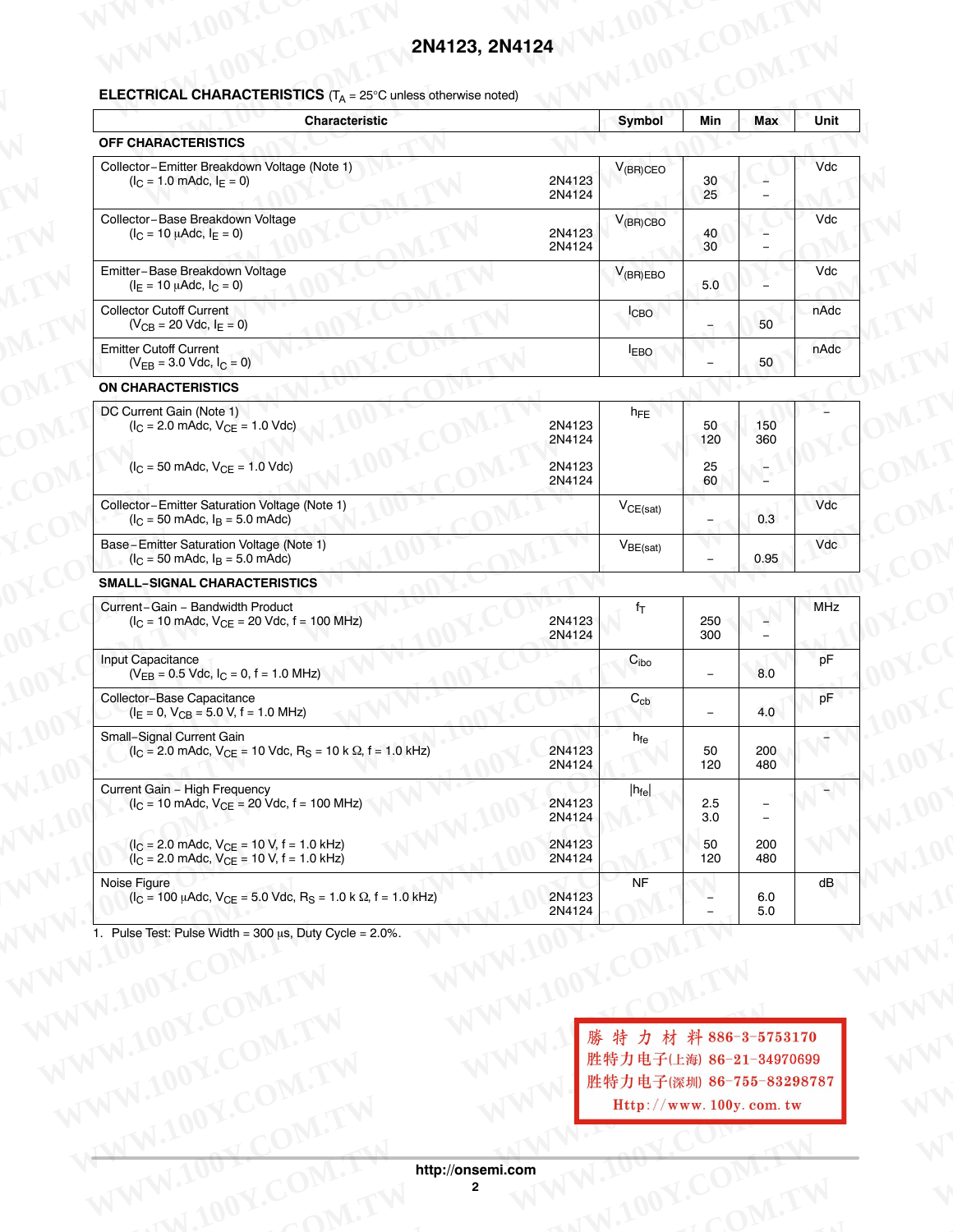## ELECTRICAL CHARACTERISTICS ($T_A$ = 25°C unless otherwise noted)

| Characteristic | | Symbol | Min | Max | Unit |
|---|---|---|---|---|---|
| **OFF CHARACTERISTICS** | | | | | |
| Collector–Emitter Breakdown Voltage (Note 1) ($I_C$ = 1.0 mAdc, $I_E$ = 0) | 2N4123<br>2N4124 | $V_{(BR)CEO}$ | 30<br>25 | –<br>– | Vdc |
| Collector–Base Breakdown Voltage ($I_C$ = 10 μAdc, $I_E$ = 0) | 2N4123<br>2N4124 | $V_{(BR)CBO}$ | 40<br>30 | –<br>– | Vdc |
| Emitter–Base Breakdown Voltage ($I_E$ = 10 μAdc, $I_C$ = 0) | | $V_{(BR)EBO}$ | 5.0 | – | Vdc |
| Collector Cutoff Current ($V_{CB}$ = 20 Vdc, $I_E$ = 0) | | $I_{CBO}$ | – | 50 | nAdc |
| Emitter Cutoff Current ($V_{EB}$ = 3.0 Vdc, $I_C$ = 0) | | $I_{EBO}$ | – | 50 | nAdc |
| **ON CHARACTERISTICS** | | | | | |
| DC Current Gain (Note 1) ($I_C$ = 2.0 mAdc, $V_{CE}$ = 1.0 Vdc) | 2N4123<br>2N4124 | $h_{FE}$ | 50<br>120 | 150<br>360 | – |
| ($I_C$ = 50 mAdc, $V_{CE}$ = 1.0 Vdc) | 2N4123<br>2N4124 | | 25<br>60 | –<br>– | |
| Collector–Emitter Saturation Voltage (Note 1) ($I_C$ = 50 mAdc, $I_B$ = 5.0 mAdc) | | $V_{CE(sat)}$ | – | 0.3 | Vdc |
| Base–Emitter Saturation Voltage (Note 1) ($I_C$ = 50 mAdc, $I_B$ = 5.0 mAdc) | | $V_{BE(sat)}$ | – | 0.95 | Vdc |
| **SMALL–SIGNAL CHARACTERISTICS** | | | | | |
| Current–Gain – Bandwidth Product ($I_C$ = 10 mAdc, $V_{CE}$ = 20 Vdc, f = 100 MHz) | 2N4123<br>2N4124 | $f_T$ | 250<br>300 | –<br>– | MHz |
| Input Capacitance ($V_{EB}$ = 0.5 Vdc, $I_C$ = 0, f = 1.0 MHz) | | $C_{ibo}$ | – | 8.0 | pF |
| Collector–Base Capacitance ($I_E$ = 0, $V_{CB}$ = 5.0 V, f = 1.0 MHz) | | $C_{cb}$ | – | 4.0 | pF |
| Small–Signal Current Gain ($I_C$ = 2.0 mAdc, $V_{CE}$ = 10 Vdc, $R_S$ = 10 k Ω, f = 1.0 kHz) | 2N4123<br>2N4124 | $h_{fe}$ | 50<br>120 | 200<br>480 | – |
| Current Gain – High Frequency ($I_C$ = 10 mAdc, $V_{CE}$ = 20 Vdc, f = 100 MHz) | 2N4123<br>2N4124 | $\lvert h_{fe} \rvert$ | 2.5<br>3.0 | –<br>– | – |
| ($I_C$ = 2.0 mAdc, $V_{CE}$ = 10 V, f = 1.0 kHz)<br>($I_C$ = 2.0 mAdc, $V_{CE}$ = 10 V, f = 1.0 kHz) | 2N4123<br>2N4124 | | 50<br>120 | 200<br>480 | |
| Noise Figure ($I_C$ = 100 μAdc, $V_{CE}$ = 5.0 Vdc, $R_S$ = 1.0 k Ω, f = 1.0 kHz) | 2N4123<br>2N4124 | NF | –<br>– | 6.0<br>5.0 | dB |

1. Pulse Test: Pulse Width = 300 μs, Duty Cycle = 2.0%.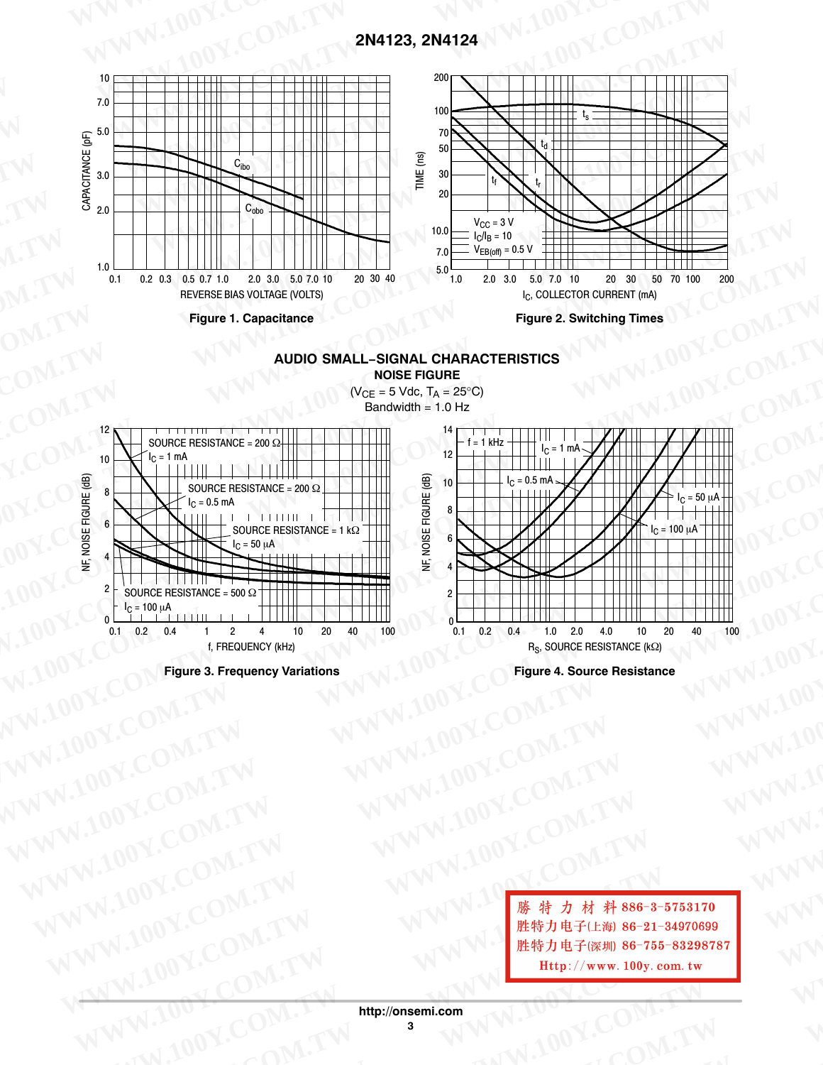Figure 1. Capacitance

Figure 2. Switching Times

## AUDIO SMALL–SIGNAL CHARACTERISTICS

### NOISE FIGURE

($V_{CE}$ = 5 Vdc, $T_A$ = 25°C)

Bandwidth = 1.0 Hz

Figure 3. Frequency Variations

Figure 4. Source Resistance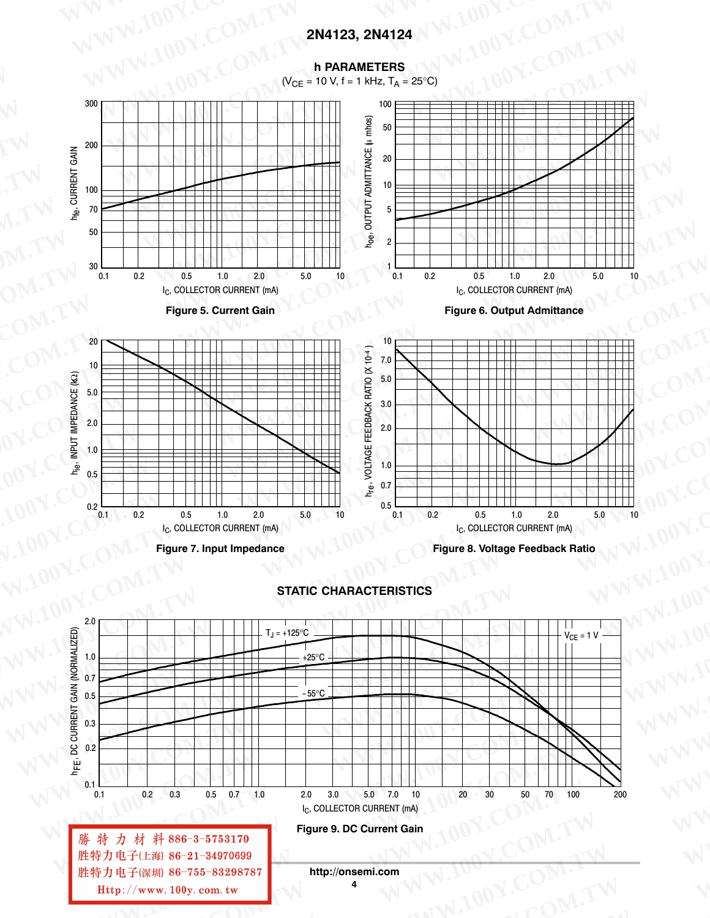## h PARAMETERS

($V_{CE}$ = 10 V, f = 1 kHz, $T_A$ = 25°C)

Figure 5. Current Gain

Figure 6. Output Admittance

Figure 7. Input Impedance

Figure 8. Voltage Feedback Ratio

## STATIC CHARACTERISTICS

Figure 9. DC Current Gain

勝 特 力 材 料 886-3-5753170
胜特力电子(上海) 86-21-34970699
胜特力电子(深圳) 86-755-83298787
Http://www.100y.com.tw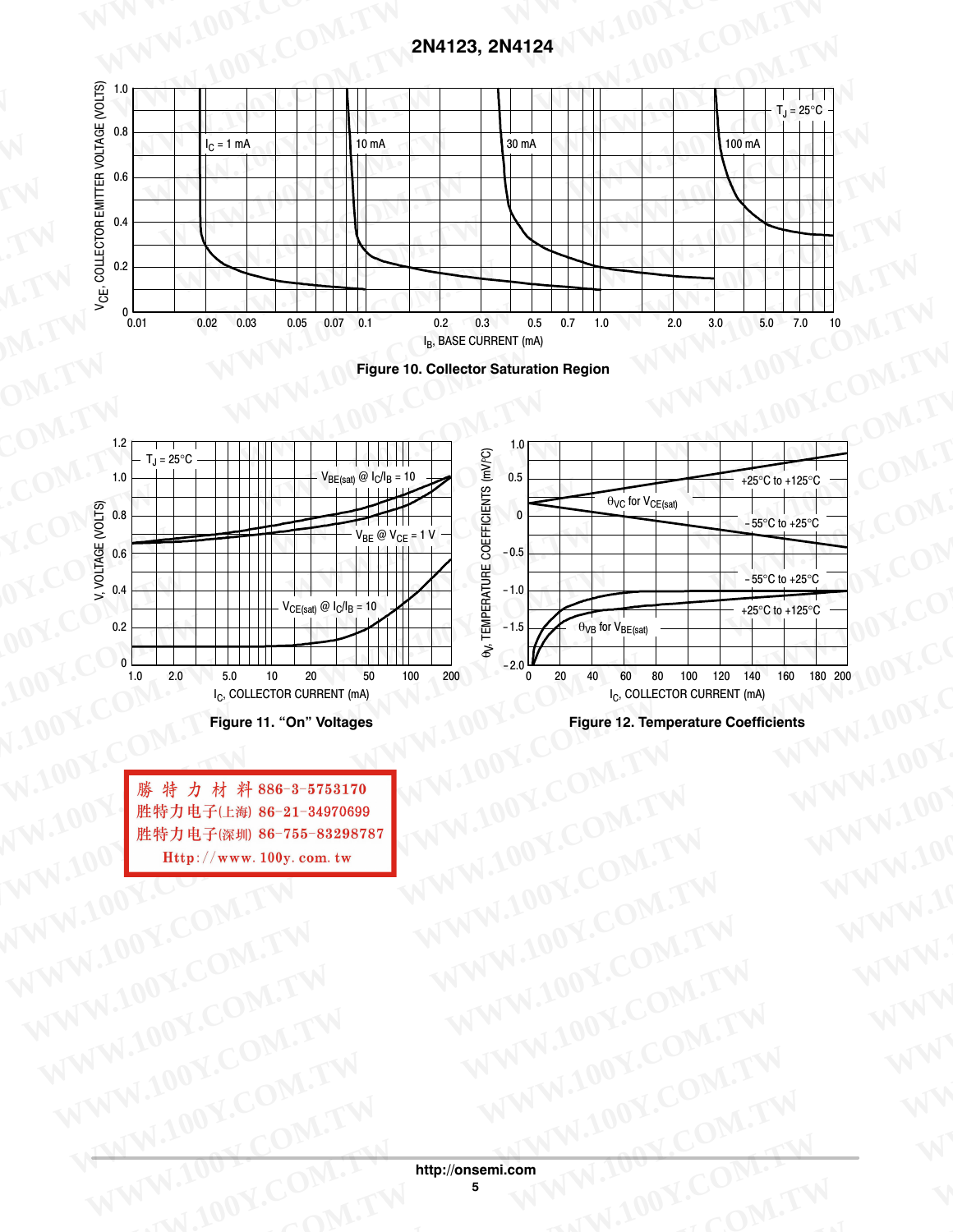Figure 10. Collector Saturation Region

Figure 11. "On" Voltages

Figure 12. Temperature Coefficients

勝 特 力 材 料 886-3-5753170
胜特力电子(上海) 86-21-34970699
胜特力电子(深圳) 86-755-83298787
Http://www.100y.com.tw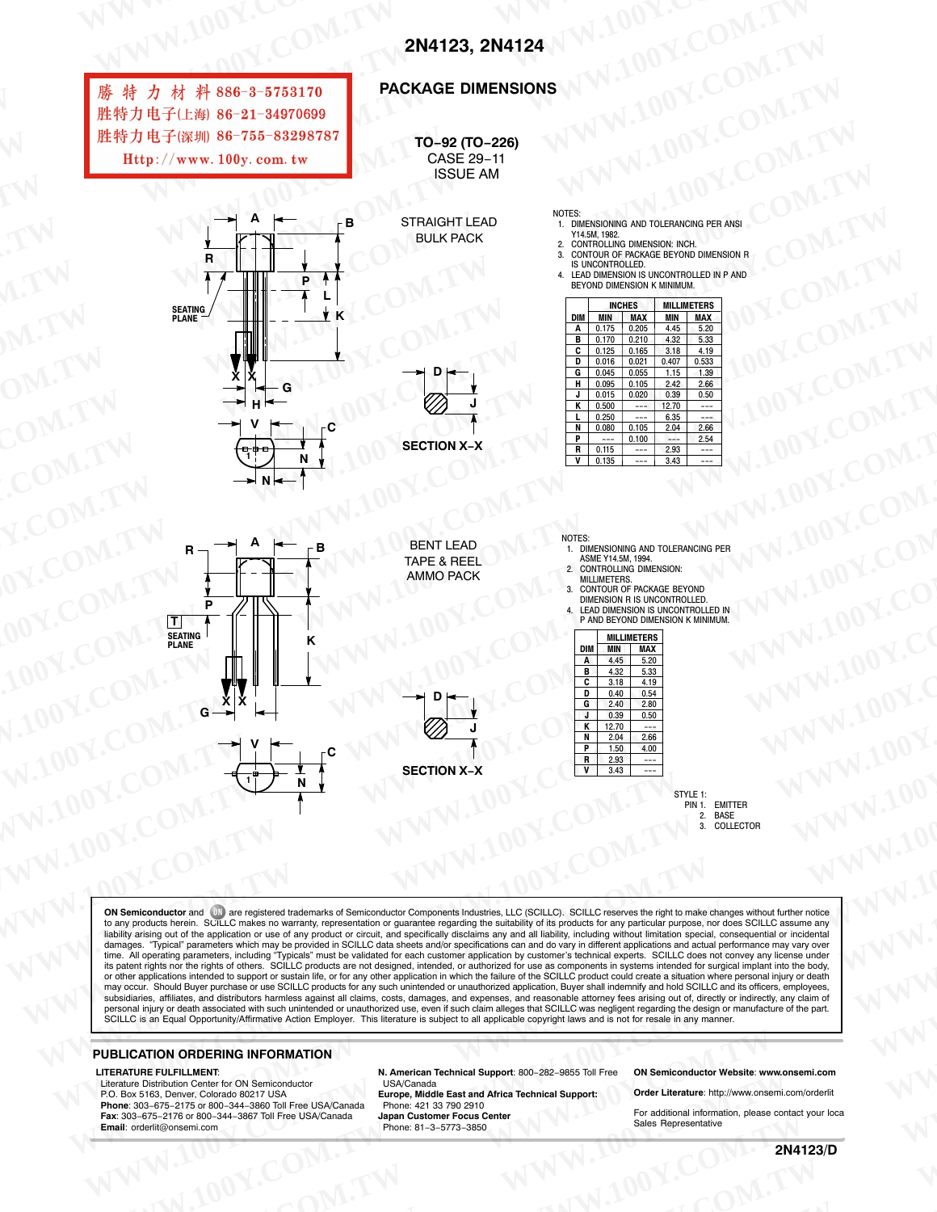## PACKAGE DIMENSIONS

**TO–92 (TO–226)**
CASE 29–11
ISSUE AM

STRAIGHT LEAD
BULK PACK

SECTION X–X

NOTES:
1. DIMENSIONING AND TOLERANCING PER ANSI Y14.5M, 1982.
2. CONTROLLING DIMENSION: INCH.
3. CONTOUR OF PACKAGE BEYOND DIMENSION R IS UNCONTROLLED.
4. LEAD DIMENSION IS UNCONTROLLED IN P AND BEYOND DIMENSION K MINIMUM.

| DIM | INCHES MIN | INCHES MAX | MILLIMETERS MIN | MILLIMETERS MAX |
|---|---|---|---|---|
| A | 0.175 | 0.205 | 4.45 | 5.20 |
| B | 0.170 | 0.210 | 4.32 | 5.33 |
| C | 0.125 | 0.165 | 3.18 | 4.19 |
| D | 0.016 | 0.021 | 0.407 | 0.533 |
| G | 0.045 | 0.055 | 1.15 | 1.39 |
| H | 0.095 | 0.105 | 2.42 | 2.66 |
| J | 0.015 | 0.020 | 0.39 | 0.50 |
| K | 0.500 | --- | 12.70 | --- |
| L | 0.250 | --- | 6.35 | --- |
| N | 0.080 | 0.105 | 2.04 | 2.66 |
| P | --- | 0.100 | --- | 2.54 |
| R | 0.115 | --- | 2.93 | --- |
| V | 0.135 | --- | 3.43 | --- |

BENT LEAD
TAPE & REEL
AMMO PACK

SECTION X–X

NOTES:
1. DIMENSIONING AND TOLERANCING PER ASME Y14.5M, 1994.
2. CONTROLLING DIMENSION: MILLIMETERS.
3. CONTOUR OF PACKAGE BEYOND DIMENSION R IS UNCONTROLLED.
4. LEAD DIMENSION IS UNCONTROLLED IN P AND BEYOND DIMENSION K MINIMUM.

| DIM | MILLIMETERS MIN | MILLIMETERS MAX |
|---|---|---|
| A | 4.45 | 5.20 |
| B | 4.32 | 5.33 |
| C | 3.18 | 4.19 |
| D | 0.40 | 0.54 |
| G | 2.40 | 2.80 |
| J | 0.39 | 0.50 |
| K | 12.70 | --- |
| N | 2.04 | 2.66 |
| P | 1.50 | 4.00 |
| R | 2.93 | --- |
| V | 3.43 | --- |

STYLE 1:
PIN 1. EMITTER
2. BASE
3. COLLECTOR

**ON Semiconductor** and ON are registered trademarks of Semiconductor Components Industries, LLC (SCILLC). SCILLC reserves the right to make changes without further notice to any products herein. SCILLC makes no warranty, representation or guarantee regarding the suitability of its products for any particular purpose, nor does SCILLC assume any liability arising out of the application or use of any product or circuit, and specifically disclaims any and all liability, including without limitation special, consequential or incidental damages. "Typical" parameters which may be provided in SCILLC data sheets and/or specifications can and do vary in different applications and actual performance may vary over time. All operating parameters, including "Typicals" must be validated for each customer application by customer's technical experts. SCILLC does not convey any license under its patent rights nor the rights of others. SCILLC products are not designed, intended, or authorized for use as components in systems intended for surgical implant into the body, or other applications intended to support or sustain life, or for any other application in which the failure of the SCILLC product could create a situation where personal injury or death may occur. Should Buyer purchase or use SCILLC products for any such unintended or unauthorized application, Buyer shall indemnify and hold SCILLC and its officers, employees, subsidiaries, affiliates, and distributors harmless against all claims, costs, damages, and expenses, and reasonable attorney fees arising out of, directly or indirectly, any claim of personal injury or death associated with such unintended or unauthorized use, even if such claim alleges that SCILLC was negligent regarding the design or manufacture of the part. SCILLC is an Equal Opportunity/Affirmative Action Employer. This literature is subject to all applicable copyright laws and is not for resale in any manner.

## PUBLICATION ORDERING INFORMATION

**LITERATURE FULFILLMENT:**
Literature Distribution Center for ON Semiconductor
P.O. Box 5163, Denver, Colorado 80217 USA
**Phone**: 303–675–2175 or 800–344–3860 Toll Free USA/Canada
**Fax**: 303–675–2176 or 800–344–3867 Toll Free USA/Canada
**Email**: orderlit@onsemi.com

**N. American Technical Support**: 800–282–9855 Toll Free USA/Canada
**Europe, Middle East and Africa Technical Support:**
Phone: 421 33 790 2910
**Japan Customer Focus Center**
Phone: 81–3–5773–3850

**ON Semiconductor Website**: **www.onsemi.com**

**Order Literature**: http://www.onsemi.com/orderlit

For additional information, please contact your local Sales Representative

**2N4123/D**